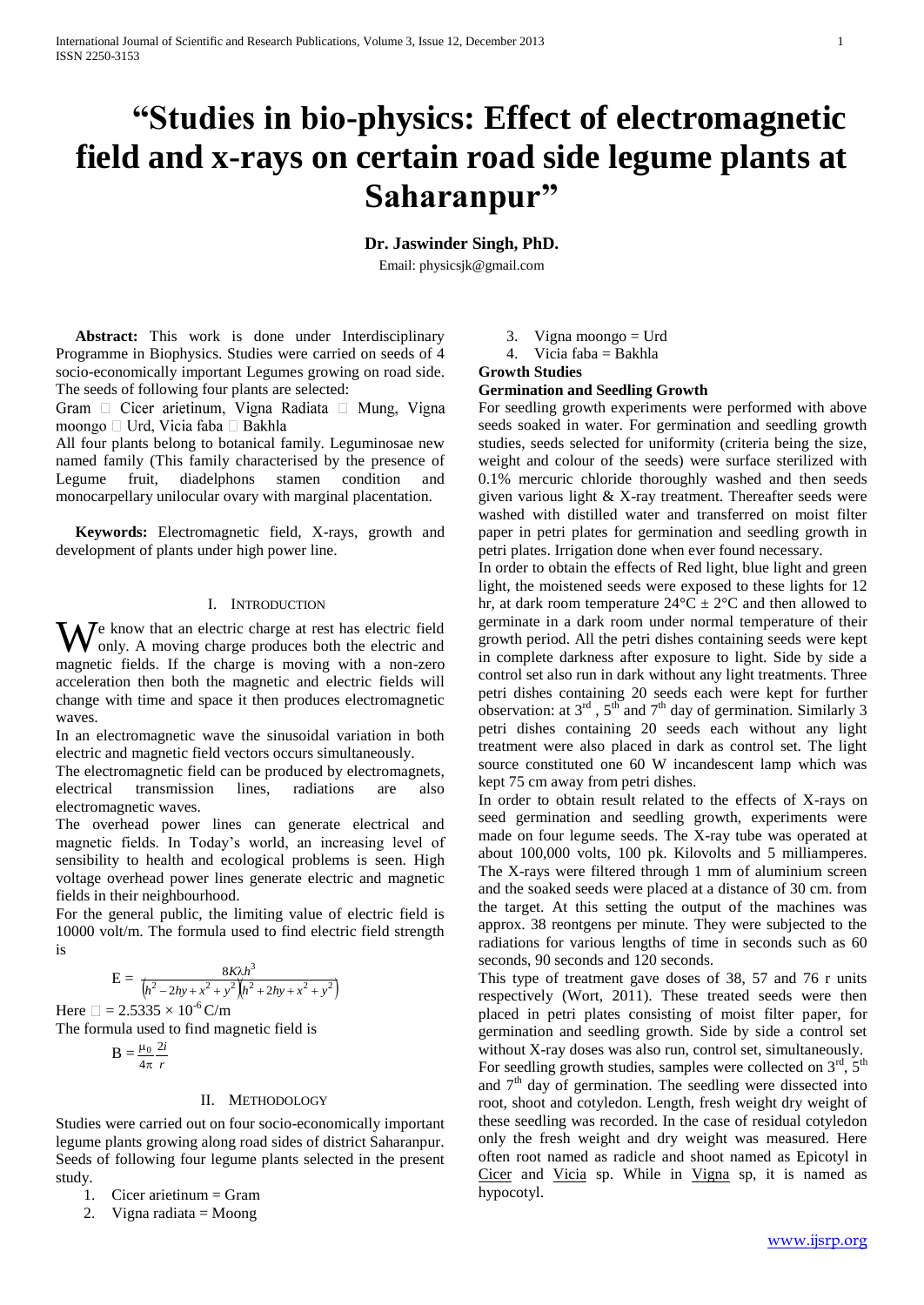# "Studies in bio-physics: Effect of electromagnetic field and x-rays on certain road side legume plants at Saharanpur"

**Dr. Jaswinder Singh, PhD.**

Email: physicsjk@gmail.com

**Abstract:** This work is done under Interdisciplinary Programme in Biophysics. Studies were carried on seeds of 4 socio-economically important Legumes growing on road side. The seeds of following four plants are selected:

Gram  Cicer arietinum, Vigna Radiata  Mung, Vigna moongo  Urd, Vicia faba  Bakhla

All four plants belong to botanical family. Leguminosae new named family (This family characterised by the presence of Legume fruit, diadelphons stamen condition and monocarpellary unilocular ovary with marginal placentation.

**Keywords:** Electromagnetic field, X-rays, growth and development of plants under high power line.

## I. Introduction

We know that an electric charge at rest has electric field only. A moving charge produces both the electric and magnetic fields. If the charge is moving with a non-zero acceleration then both the magnetic and electric fields will change with time and space it then produces electromagnetic waves.

In an electromagnetic wave the sinusoidal variation in both electric and magnetic field vectors occurs simultaneously.

The electromagnetic field can be produced by electromagnets, electrical transmission lines, radiations are also electromagnetic waves.

The overhead power lines can generate electrical and magnetic fields. In Today's world, an increasing level of sensibility to health and ecological problems is seen. High voltage overhead power lines generate electric and magnetic fields in their neighbourhood.

For the general public, the limiting value of electric field is 10000 volt/m. The formula used to find electric field strength is

$$E = \frac{8K\lambda h^3}{\left(h^2 - 2hy + x^2 + y^2\right)\left(h^2 + 2hy + x^2 + y^2\right)}$$

Here  = $2.5335 \times 10^{-6}$ C/m

The formula used to find magnetic field is

$$B = \frac{\mu_0}{4\pi}\frac{2i}{r}$$

## II. Methodology

Studies were carried out on four socio-economically important legume plants growing along road sides of district Saharanpur. Seeds of following four legume plants selected in the present study.

1. Cicer arietinum = Gram
2. Vigna radiata = Moong
3. Vigna moongo = Urd
4. Vicia faba = Bakhla

### Growth Studies

### Germination and Seedling Growth

For seedling growth experiments were performed with above seeds soaked in water. For germination and seedling growth studies, seeds selected for uniformity (criteria being the size, weight and colour of the seeds) were surface sterilized with 0.1% mercuric chloride thoroughly washed and then seeds given various light & X-ray treatment. Thereafter seeds were washed with distilled water and transferred on moist filter paper in petri plates for germination and seedling growth in petri plates. Irrigation done when ever found necessary.

In order to obtain the effects of Red light, blue light and green light, the moistened seeds were exposed to these lights for 12 hr, at dark room temperature 24°C ± 2°C and then allowed to germinate in a dark room under normal temperature of their growth period. All the petri dishes containing seeds were kept in complete darkness after exposure to light. Side by side a control set also run in dark without any light treatments. Three petri dishes containing 20 seeds each were kept for further observation: at 3rd, 5th and 7th day of germination. Similarly 3 petri dishes containing 20 seeds each without any light treatment were also placed in dark as control set. The light source constituted one 60 W incandescent lamp which was kept 75 cm away from petri dishes.

In order to obtain result related to the effects of X-rays on seed germination and seedling growth, experiments were made on four legume seeds. The X-ray tube was operated at about 100,000 volts, 100 pk. Kilovolts and 5 milliamperes. The X-rays were filtered through 1 mm of aluminium screen and the soaked seeds were placed at a distance of 30 cm. from the target. At this setting the output of the machines was approx. 38 reontgens per minute. They were subjected to the radiations for various lengths of time in seconds such as 60 seconds, 90 seconds and 120 seconds.

This type of treatment gave doses of 38, 57 and 76 r units respectively (Wort, 2011). These treated seeds were then placed in petri plates consisting of moist filter paper, for germination and seedling growth. Side by side a control set without X-ray doses was also run, control set, simultaneously.

For seedling growth studies, samples were collected on 3rd, 5th and 7th day of germination. The seedling were dissected into root, shoot and cotyledon. Length, fresh weight dry weight of these seedling was recorded. In the case of residual cotyledon only the fresh weight and dry weight was measured. Here often root named as radicle and shoot named as Epicotyl in Cicer and Vicia sp. While in Vigna sp, it is named as hypocotyl.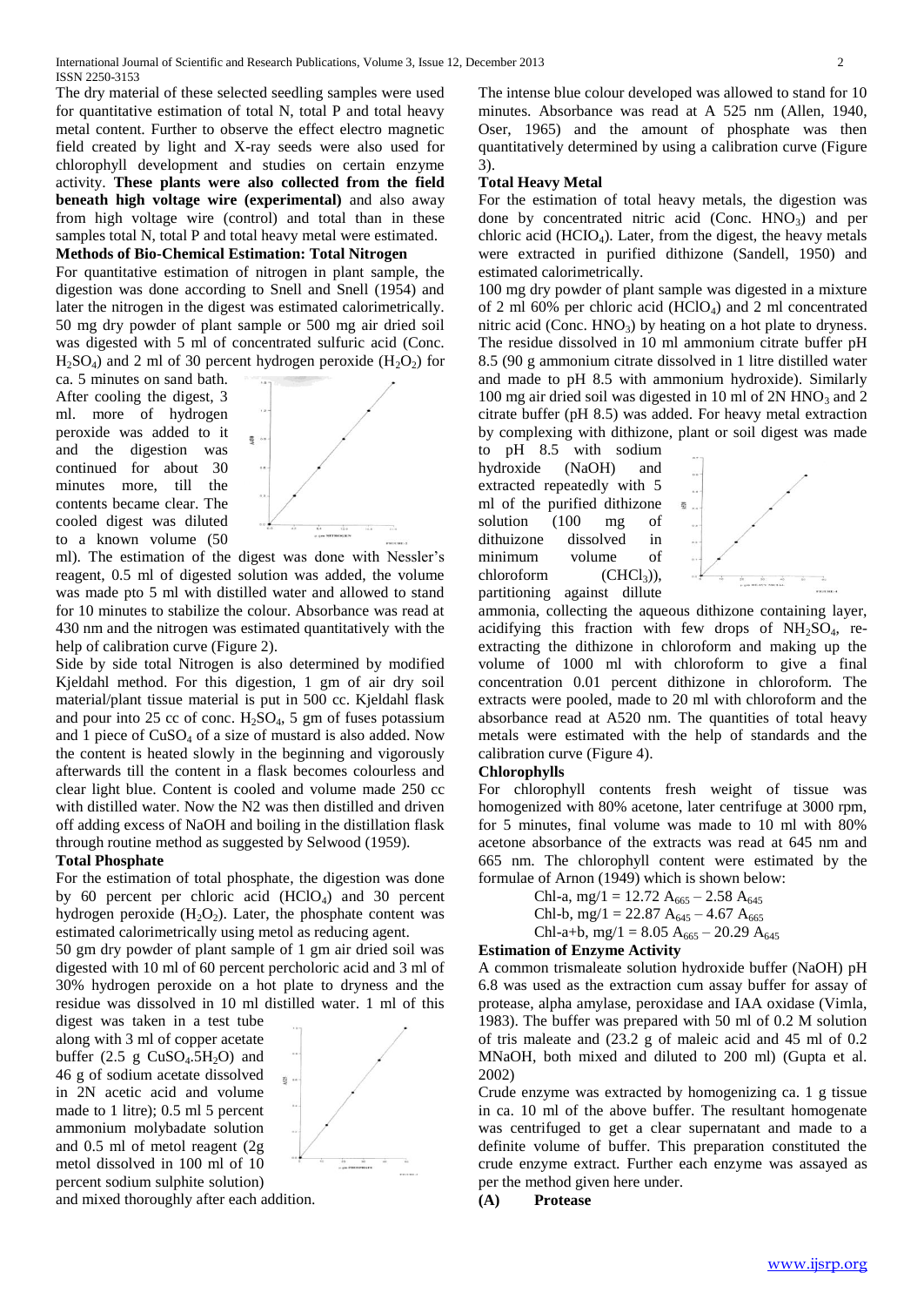The dry material of these selected seedling samples were used for quantitative estimation of total N, total P and total heavy metal content. Further to observe the effect electro magnetic field created by light and X-ray seeds were also used for chlorophyll development and studies on certain enzyme activity. **These plants were also collected from the field beneath high voltage wire (experimental)** and also away from high voltage wire (control) and total than in these samples total N, total P and total heavy metal were estimated.

**Methods of Bio-Chemical Estimation: Total Nitrogen**

For quantitative estimation of nitrogen in plant sample, the digestion was done according to Snell and Snell (1954) and later the nitrogen in the digest was estimated calorimetrically. 50 mg dry powder of plant sample or 500 mg air dried soil was digested with 5 ml of concentrated sulfuric acid (Conc. $H_2SO_4$) and 2 ml of 30 percent hydrogen peroxide ($H_2O_2$) for ca. 5 minutes on sand bath. After cooling the digest, 3 ml. more of hydrogen peroxide was added to it and the digestion was continued for about 30 minutes more, till the contents became clear. The cooled digest was diluted to a known volume (50 ml). The estimation of the digest was done with Nessler's reagent, 0.5 ml of digested solution was added, the volume was made pto 5 ml with distilled water and allowed to stand for 10 minutes to stabilize the colour. Absorbance was read at 430 nm and the nitrogen was estimated quantitatively with the help of calibration curve (Figure 2).

Side by side total Nitrogen is also determined by modified Kjeldahl method. For this digestion, 1 gm of air dry soil material/plant tissue material is put in 500 cc. Kjeldahl flask and pour into 25 cc of conc. $H_2SO_4$, 5 gm of fuses potassium and 1 piece of $CuSO_4$ of a size of mustard is also added. Now the content is heated slowly in the beginning and vigorously afterwards till the content in a flask becomes colourless and clear light blue. Content is cooled and volume made 250 cc with distilled water. Now the N2 was then distilled and driven off adding excess of NaOH and boiling in the distillation flask through routine method as suggested by Selwood (1959).

**Total Phosphate**

For the estimation of total phosphate, the digestion was done by 60 percent per chloric acid ($HClO_4$) and 30 percent hydrogen peroxide ($H_2O_2$). Later, the phosphate content was estimated calorimetrically using metol as reducing agent.

50 gm dry powder of plant sample of 1 gm air dried soil was digested with 10 ml of 60 percent percholoric acid and 3 ml of 30% hydrogen peroxide on a hot plate to dryness and the residue was dissolved in 10 ml distilled water. 1 ml of this digest was taken in a test tube along with 3 ml of copper acetate buffer (2.5 g $CuSO_4.5H_2O$) and 46 g of sodium acetate dissolved in 2N acetic acid and volume made to 1 litre); 0.5 ml 5 percent ammonium molybadate solution and 0.5 ml of metol reagent (2g metol dissolved in 100 ml of 10 percent sodium sulphite solution) and mixed thoroughly after each addition.

The intense blue colour developed was allowed to stand for 10 minutes. Absorbance was read at A 525 nm (Allen, 1940, Oser, 1965) and the amount of phosphate was then quantitatively determined by using a calibration curve (Figure 3).

**Total Heavy Metal**

For the estimation of total heavy metals, the digestion was done by concentrated nitric acid (Conc. $HNO_3$) and per chloric acid ($HClO_4$). Later, from the digest, the heavy metals were extracted in purified dithizone (Sandell, 1950) and estimated calorimetrically.

100 mg dry powder of plant sample was digested in a mixture of 2 ml 60% per chloric acid ($HClO_4$) and 2 ml concentrated nitric acid (Conc. $HNO_3$) by heating on a hot plate to dryness. The residue dissolved in 10 ml ammonium citrate buffer pH 8.5 (90 g ammonium citrate dissolved in 1 litre distilled water and made to pH 8.5 with ammonium hydroxide). Similarly 100 mg air dried soil was digested in 10 ml of 2N $HNO_3$ and 2 citrate buffer (pH 8.5) was added. For heavy metal extraction by complexing with dithizone, plant or soil digest was made to pH 8.5 with sodium hydroxide (NaOH) and extracted repeatedly with 5 ml of the purified dithizone solution (100 mg of dithuizone dissolved in minimum volume of chloroform ($CHCl_3$)), partitioning against dillute ammonia, collecting the aqueous dithizone containing layer, acidifying this fraction with few drops of $NH_2SO_4$, re-extracting the dithizone in chloroform and making up the volume of 1000 ml with chloroform to give a final concentration 0.01 percent dithizone in chloroform. The extracts were pooled, made to 20 ml with chloroform and the absorbance read at A520 nm. The quantities of total heavy metals were estimated with the help of standards and the calibration curve (Figure 4).

**Chlorophylls**

For chlorophyll contents fresh weight of tissue was homogenized with 80% acetone, later centrifuge at 3000 rpm, for 5 minutes, final volume was made to 10 ml with 80% acetone absorbance of the extracts was read at 645 nm and 665 nm. The chlorophyll content were estimated by the formulae of Arnon (1949) which is shown below:

$$\text{Chl-a, mg/1} = 12.72\ A_{665} - 2.58\ A_{645}$$

$$\text{Chl-b, mg/1} = 22.87\ A_{645} - 4.67\ A_{665}$$

$$\text{Chl-a+b, mg/1} = 8.05\ A_{665} - 20.29\ A_{645}$$

**Estimation of Enzyme Activity**

A common trismaleate solution hydroxide buffer (NaOH) pH 6.8 was used as the extraction cum assay buffer for assay of protease, alpha amylase, peroxidase and IAA oxidase (Vimla, 1983). The buffer was prepared with 50 ml of 0.2 M solution of tris maleate and (23.2 g of maleic acid and 45 ml of 0.2 MNaOH, both mixed and diluted to 200 ml) (Gupta et al. 2002)

Crude enzyme was extracted by homogenizing ca. 1 g tissue in ca. 10 ml of the above buffer. The resultant homogenate was centrifuged to get a clear supernatant and made to a definite volume of buffer. This preparation constituted the crude enzyme extract. Further each enzyme was assayed as per the method given here under.

**(A) Protease**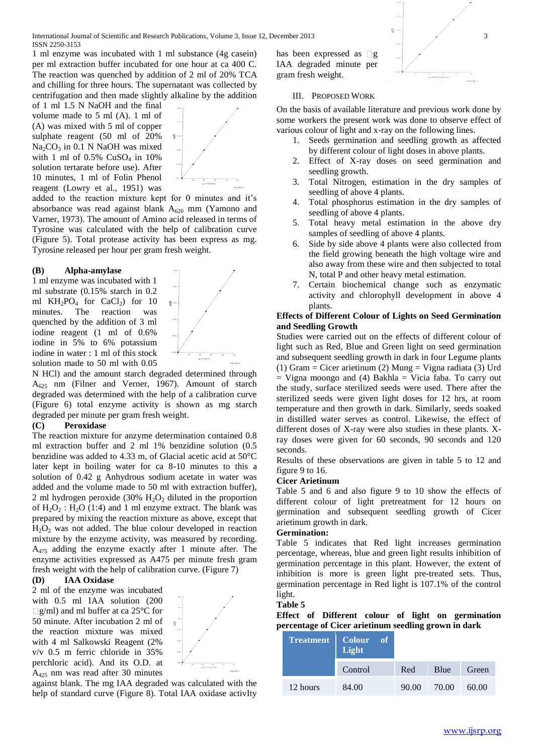1 ml enzyme was incubated with 1 ml substance (4g casein) per ml extraction buffer incubated for one hour at ca 400 C. The reaction was quenched by addition of 2 ml of 20% TCA and chilling for three hours. The supernatant was collected by centrifugation and then made slightly alkaline by the addition of 1 ml 1.5 N NaOH and the final volume made to 5 ml (A). 1 ml of (A) was mixed with 5 ml of copper sulphate reagent (50 ml of 20% $Na_2CO_3$ in 0.1 N NaOH was mixed with 1 ml of 0.5% $CuSO_4$ in 10% solution tertarate before use). After 10 minutes, 1 ml of Folin Phenol reagent (Lowry et al., 1951) was added to the reaction mixture kept for 0 minutes and it's absorbance was read against blank $A_{620}$ mm (Yamono and Varner, 1973). The amount of Amino acid released in terms of Tyrosine was calculated with the help of calibration curve (Figure 5). Total protease activity has been express as mg. Tyrosine released per hour per gram fresh weight.

**(B) Alpha-amylase**

1 ml enzyme was incubated with 1 ml substrate (0.15% starch in 0.2 ml $KH_2PO_4$ for $CaCl_2$) for 10 minutes. The reaction was quenched by the addition of 3 ml iodine reagent (1 ml of 0.6% iodine in 5% to 6% potassium iodine in water : 1 ml of this stock solution made to 50 ml with 0.05 N HCl) and the amount starch degraded determined through $A_{625}$ nm (Filner and Verner, 1967). Amount of starch degraded was determined with the help of a calibration curve (Figure 6) total enzyme activity is shown as mg starch degraded per minute per gram fresh weight.

**(C) Peroxidase**

The reaction mixture for anzyme determination contained 0.8 ml extraction buffer and 2 ml 1% benzidine solution (0.5 benzidine was added to 4.33 m, of Glacial acetic acid at 50°C later kept in boiling water for ca 8-10 minutes to this a solution of 0.42 g Anhydrous sodium acetate in water was added and the volume made to 50 ml with extraction buffer), 2 ml hydrogen peroxide (30% $H_2O_2$ diluted in the proportion of $H_2O_2$ : $H_2O$ (1:4) and 1 ml enzyme extract. The blank was prepared by mixing the reaction mixture as above, except that $H_2O_2$ was not added. The blue colour developed in reaction mixture by the enzyme activity, was measured by recording. $A_{475}$ adding the enzyme exactly after 1 minute after. The enzyme activities expressed as A475 per minute fresh gram fresh weight with the help of calibration curve. (Figure 7)

**(D) IAA Oxidase**

2 ml of the enzyme was incubated with 0.5 ml IAA solution (200 g/ml) and ml buffer at ca 25°C for 50 minute. After incubation 2 ml of the reaction mixture was mixed with 4 ml Salkowski Reagent (2% v/v 0.5 m ferric chloride in 35% perchloric acid). And its O.D. at $A_{425}$ nm was read after 30 minutes against blank. The mg IAA degraded was calculated with the help of standard curve (Figure 8). Total IAA oxidase activIty has been expressed as g IAA degraded minute per gram fresh weight.

## III. Proposed Work

On the basis of available literature and previous work done by some workers the present work was done to observe effect of various colour of light and x-ray on the following lines.

1. Seeds germination and seedling growth as affected by different colour of light doses in above plants.
2. Effect of X-ray doses on seed germination and seedling growth.
3. Total Nitrogen, estimation in the dry samples of seedling of above 4 plants.
4. Total phosphorus estimation in the dry samples of seedling of above 4 plants.
5. Total heavy metal estimation in the above dry samples of seedling of above 4 plants.
6. Side by side above 4 plants were also collected from the field growing beneath the high voltage wire and also away from these wire and then subjected to total N, total P and other heavy metal estimation.
7. Certain biochemical change such as enzymatic activity and chlorophyll development in above 4 plants.

**Effects of Different Colour of Lights on Seed Germination and Seedling Growth**

Studies were carried out on the effects of different colour of light such as Red, Blue and Green light on seed germination and subsequent seedling growth in dark in four Legume plants (1) Gram = Cicer arietinum (2) Mung = Vigna radiata (3) Urd = Vigna moongo and (4) Bakhla = Vicia faba. To carry out the study, surface sterilized seeds were used. There after the sterilized seeds were given light doses for 12 hrs, at room temperature and then growth in dark. Similarly, seeds soaked in distilled water serves as control. Likewise, the effect of different doses of X-ray were also studies in these plants. X-ray doses were given for 60 seconds, 90 seconds and 120 seconds.

Results of these observations are given in table 5 to 12 and figure 9 to 16.

**Cicer Arietinum**

Table 5 and 6 and also figure 9 to 10 show the effects of different colour of light pretreatment for 12 hours on germination and subsequent seedling growth of Cicer arietinum growth in dark.

**Germination:**

Table 5 indicates that Red light increases germination percentage, whereas, blue and green light results inhibition of germination percentage in this plant. However, the extent of inhibition is more is green light pre-treated sets. Thus, germination percentage in Red light is 107.1% of the control light.

**Table 5**

**Effect of Different colour of light on germination percentage of Cicer arietinum seedling grown in dark**

| Treatment | Colour of Light | | | |
|---|---|---|---|---|
| | Control | Red | Blue | Green |
| 12 hours | 84.00 | 90.00 | 70.00 | 60.00 |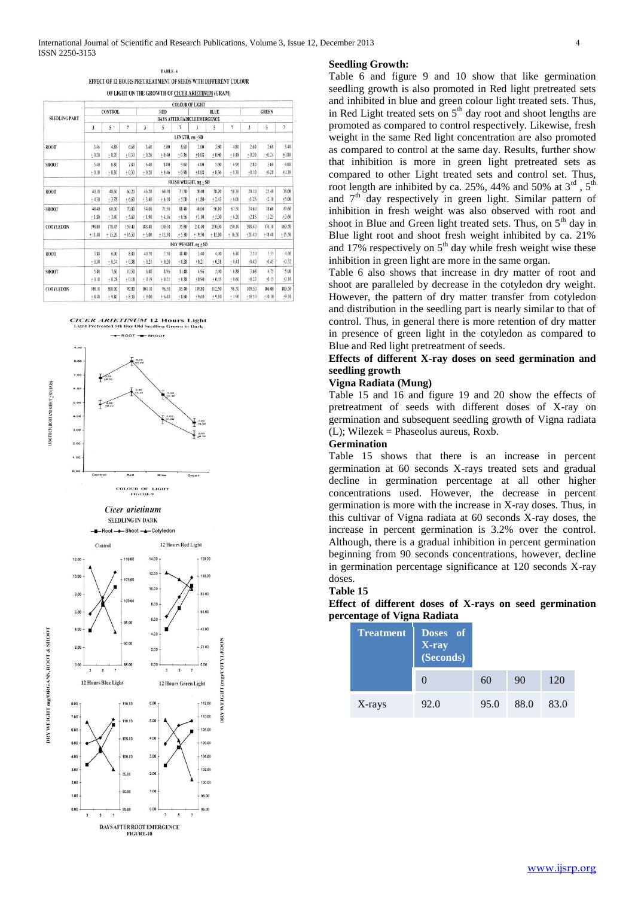TABLE-6

EFFECT OF 12 HOURS PRETREATMENT OF SEEDS WITH DIFFERENT COLOUR OF LIGHT ON THE GROWTH OF CICER ARIETINUM (GRAM)

| SEEDLING PART | COLOUR OF LIGHT | | | | | | | | | | | |
|---|---|---|---|---|---|---|---|---|---|---|---|---|
| | CONTROL | | | RED | | | BLUE | | | GREEN | | |
| | DAYS AFTER RADICLE EMERGENCE | | | | | | | | | | | |
| | 3 | 5 | 7 | 3 | 5 | 7 | 3 | 5 | 7 | 3 | 5 | 7 |
| | LENGTH, cm ± SD | | | | | | | | | | | |
| ROOT | 3.46 ±0.20 | 4.88 ±0.20 | 6.68 ±0.30 | 3.60 ±0.26 | 5.80 ±0.40 | 8.60 ±0.36 | 3.00 ±0.08 | 3.80 ±0.80 | 4.80 ±0.48 | 2.60 ±0.20 | 2.64 ±0.24 | 3.40 ±0.80 |
| SHOOT | 5.40 ±0.10 | 6.80 ±0.30 | 7.80 ±0.30 | 6.40 ±0.20 | 8.00 ±0.46 | 9.80 ±0.98 | 4.00 ±0.08 | 5.60 ±0.36 | 6.90 ±0.30 | 2.80 ±0.10 | 3.60 ±0.20 | 4.60 ±0.10 |
| | FRESH WEIGHT, mg ± SD | | | | | | | | | | | |
| ROOT | 40.10 ±4.30 | 48.60 ±3.78 | 60.20 ±6.60 | 46.20 ±3.40 | 60.30 ±6.10 | 71.50 ±5.00 | 30.00 ±1.80 | 38.20 ±2.43 | 50.30 ±6.00 | 20.10 ±1.26 | 25.40 ±2.10 | 38.00 ±5.00 |
| SHOOT | 48.40 ±1.80 | 60.00 ±3.40 | 70.80 ±5.60 | 54.00 ±1.90 | 71.50 ±4.16 | 88.40 ±6.56 | 40.00 ±3.10 | 50.10 ±5.30 | 67.50 ±6.20 | 24.60 ±2.85 | 38.60 ±3.25 | 49.60 ±3.60 |
| COTYLEDON | 198.00 ±11.40 | 170.45 ±15.20 | 159.40 ±16.50 | 188.40 ±5.00 | 130.30 ±13.30 | 75.80 ±5.30 | 214.30 ±9.50 | 200.00 ±15.10 | 150.10 ±16.50 | 208.40 ±21.40 | 178.10 ±18.41 | 160.50 ±15.50 |
| | DRY WEIGHT, mg ± SD | | | | | | | | | | | |
| ROOT | 3.88 ±0.30 | 6.00 ±0.34 | 8.80 ±0.38 | 40.70 ±0.21 | 7.50 ±0.20 | 10.40 ±0.28 | 3.40 ±0.21 | 4.40 ±0.38 | 6.40 ±0.41 | 2.50 ±0.40 | 3.35 ±0.45 | 4.40 ±0.32 |
| SHOOT | 5.80 ±0.10 | 7.60 ±0.28 | 10.50 ±0.18 | 6.40 ±0.19 | 8.96 ±0.21 | 11.48 ±0.38 | 4.96 ±0.90 | 5.40 ±0.45 | 6.88 ±0.60 | 3.68 ±0.22 | 4.75 ±0.15 | 5.00 ±0.10 |
| COTYLEDON | 108.10 ±8.30 | 101.00 ±9.80 | 92.80 ±8.30 | 104.10 ±9.00 | 96.50 ±6.40 | 85.00 ±8.80 | 109.80 ±9.60 | 102.50 ±9.30 | 96.50 ±1.90 | 109.50 ±10.50 | 106.00 ±10.10 | 100.50 ±9.10 |

CICER ARIETINUM 12 Hours Light Pretreated 5th Day Old Seedling Grown in Dark

FIGURE-9

Cicer arietinum SEEDLING IN DARK

DAYS AFTER ROOT EMERGENCE

FIGURE-10

### Seedling Growth:

Table 6 and figure 9 and 10 show that like germination seedling growth is also promoted in Red light pretreated sets and inhibited in blue and green colour light treated sets. Thus, in Red Light treated sets on 5th day root and shoot lengths are promoted as compared to control respectively. Likewise, fresh weight in the same Red light concentration are also promoted as compared to control at the same day. Results, further show that inhibition is more in green light pretreated sets as compared to other Light treated sets and control set. Thus, root length are inhibited by ca. 25%, 44% and 50% at 3rd , 5th and 7th day respectively in green light. Similar pattern of inhibition in fresh weight was also observed with root and shoot in Blue and Green light treated sets. Thus, on 5th day in Blue light root and shoot fresh weight inhibited by ca. 21% and 17% respectively on 5th day while fresh weight wise these inhibition in green light are more in the same organ.

Table 6 also shows that increase in dry matter of root and shoot are paralleled by decrease in the cotyledon dry weight. However, the pattern of dry matter transfer from cotyledon and distribution in the seedling part is nearly similar to that of control. Thus, in general there is more retention of dry matter in presence of green light in the cotyledon as compared to Blue and Red light pretreatment of seeds.

### Effects of different X-ray doses on seed germination and seedling growth

### Vigna Radiata (Mung)

Table 15 and 16 and figure 19 and 20 show the effects of pretreatment of seeds with different doses of X-ray on germination and subsequent seedling growth of Vigna radiata (L); Wilezek = Phaseolus aureus, Roxb.

### Germination

Table 15 shows that there is an increase in percent germination at 60 seconds X-rays treated sets and gradual decline in germination percentage at all other higher concentrations used. However, the decrease in percent germination is more with the increase in X-ray doses. Thus, in this cultivar of Vigna radiata at 60 seconds X-ray doses, the increase in percent germination is 3.2% over the control. Although, there is a gradual inhibition in percent germination beginning from 90 seconds concentrations, however, decline in germination percentage significance at 120 seconds X-ray doses.

**Table 15**

**Effect of different doses of X-rays on seed germination percentage of Vigna Radiata**

| Treatment | Doses of X-ray (Seconds) | | | |
|---|---|---|---|---|
| | 0 | 60 | 90 | 120 |
| X-rays | 92.0 | 95.0 | 88.0 | 83.0 |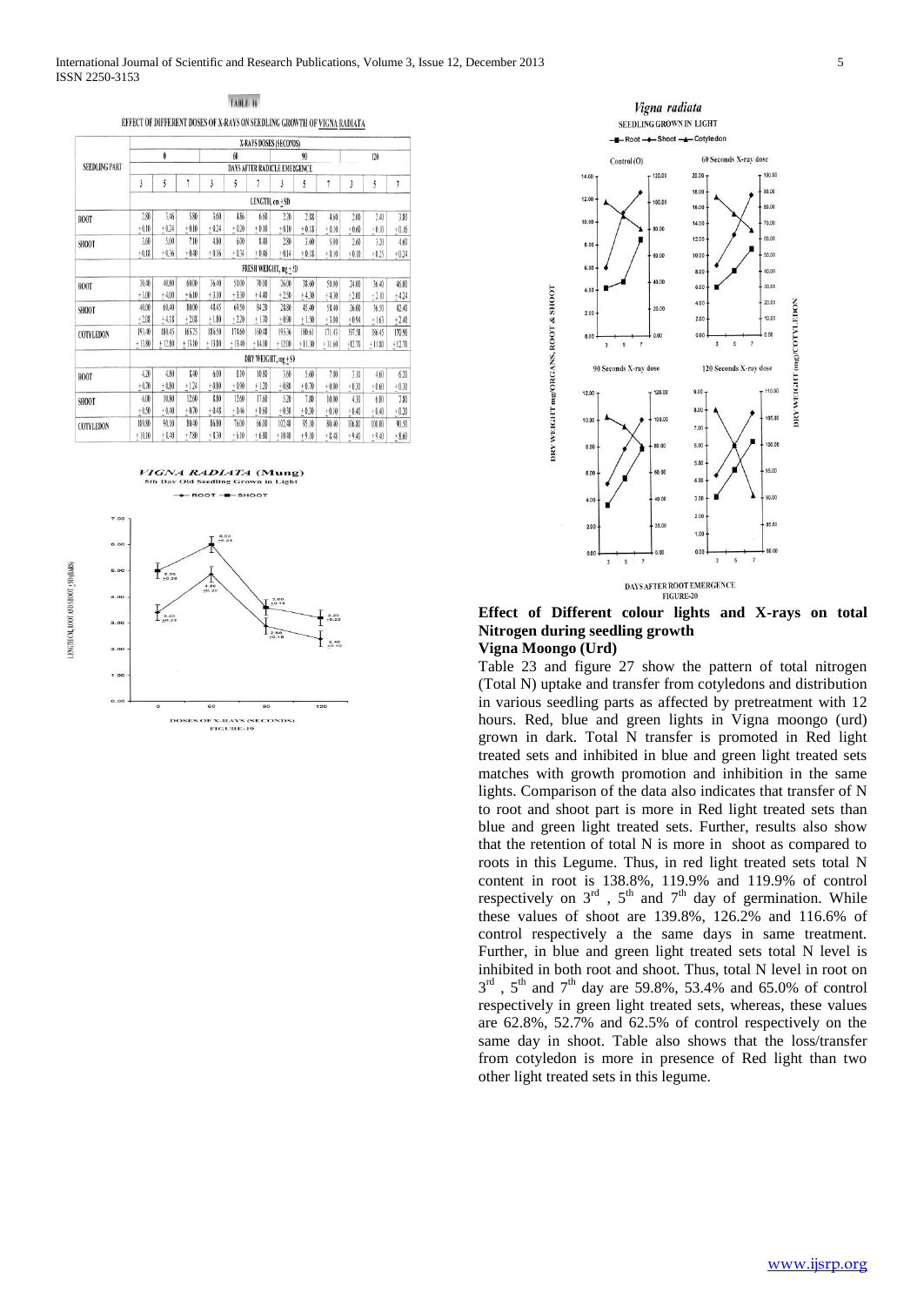TABLE 16

EFFECT OF DIFFERENT DOSES OF X-RAYS ON SEEDLING GROWTH OF VIGNA RADIATA

| SEEDLING PART | X-RAYS DOSES (SECONDS) | | | | | | | | | | | |
|---|---|---|---|---|---|---|---|---|---|---|---|---|
| | 0 | | | 60 | | | 90 | | | 120 | | |
| | DAYS AFTER RADICLE EMERGENCE | | | | | | | | | | | |
| | 3 | 5 | 7 | 3 | 5 | 7 | 3 | 5 | 7 | 3 | 5 | 7 |
| | LENGTH, cm ± SD | | | | | | | | | | | |
| ROOT | 2.80 ±0.10 | 3.46 ±0.24 | 5.80 ±0.10 | 3.60 ±0.24 | 4.86 ±0.20 | 6.60 ±0.10 | 2.20 ±0.10 | 2.83 ±0.18 | 4.60 ±0.10 | 2.00 ±0.60 | 2.40 ±0.10 | 3.80 ±0.16 |
| SHOOT | 3.60 ±0.18 | 5.00 ±0.36 | 7.10 ±0.40 | 4.80 ±0.16 | 6.00 ±0.34 | 8.40 ±0.46 | 2.90 ±0.14 | 3.60 ±0.18 | 5.80 ±0.10 | 2.60 ±0.10 | 3.20 ±0.25 | 4.60 ±0.24 |
| | FRESH WEIGHT, mg ± SD | | | | | | | | | | | |
| ROOT | 30.40 ±3.00 | 40.80 ±4.00 | 60.00 ±6.10 | 36.40 ±3.10 | 50.00 ±3.30 | 70.00 ±4.40 | 26.00 ±2.50 | 38.60 ±4.30 | 50.00 ±4.30 | 24.00 ±2.00 | 36.40 ±2.10 | 46.00 ±4.24 |
| SHOOT | 40.00 ±2.08 | 60.40 ±4.18 | 80.00 ±2.08 | 48.45 ±1.80 | 69.50 ±2.20 | 84.20 ±1.70 | 28.80 ±0.90 | 45.40 ±1.50 | 58.40 ±3.00 | 26.00 ±0.94 | 36.50 ±1.63 | 42.40 ±2.40 |
| COTYLEDON | 193.40 ±13.80 | 180.45 ±12.80 | 165.75 ±13.10 | 186.50 ±13.80 | 174.60 ±13.40 | 160.48 ±14.00 | 195.36 ±12.00 | 180.61 ±11.30 | 171.45 ±11.60 | 197.38 ±12.70 | 186.45 ±11.80 | 170.90 ±12.70 |
| | DRY WEIGHT, mg ± SD | | | | | | | | | | | |
| ROOT | 4.20 ±0.70 | 4.80 ±0.80 | 8.40 ±1.24 | 6.00 ±0.80 | 8.10 ±0.90 | 10.80 ±1.20 | 3.60 ±0.80 | 5.60 ±0.70 | 7.00 ±0.80 | 3.10 ±0.30 | 4.60 ±0.60 | 6.20 ±0.30 |
| SHOOT | 6.00 ±0.50 | 10.80 ±0.40 | 12.60 ±0.70 | 8.80 ±0.48 | 12.00 ±0.46 | 17.60 ±0.60 | 5.20 ±0.30 | 7.80 ±0.20 | 10.00 ±0.10 | 4.30 ±0.40 | 6.00 ±0.40 | 7.80 ±0.20 |
| COTYLEDON | 101.80 ±10.10 | 91.10 ±8.40 | 80.40 ±7.80 | 86.80 ±8.30 | 76.00 ±6.10 | 66.00 ±6.80 | 102.40 ±10.40 | 95.10 ±9.10 | 80.40 ±8.48 | 106.80 ±9.40 | 100.00 ±9.40 | 90.50 ±8.60 |

*VIGNA RADIATA* (Mung) 5th Day Old Seedling Grown in Light

FIGURE-19

*Vigna radiata* SEEDLING GROWN IN LIGHT

FIGURE-20

**Effect of Different colour lights and X-rays on total Nitrogen during seedling growth**

**Vigna Moongo (Urd)**

Table 23 and figure 27 show the pattern of total nitrogen (Total N) uptake and transfer from cotyledons and distribution in various seedling parts as affected by pretreatment with 12 hours. Red, blue and green lights in Vigna moongo (urd) grown in dark. Total N transfer is promoted in Red light treated sets and inhibited in blue and green light treated sets matches with growth promotion and inhibition in the same lights. Comparison of the data also indicates that transfer of N to root and shoot part is more in Red light treated sets than blue and green light treated sets. Further, results also show that the retention of total N is more in shoot as compared to roots in this Legume. Thus, in red light treated sets total N content in root is 138.8%, 119.9% and 119.9% of control respectively on 3rd, 5th and 7th day of germination. While these values of shoot are 139.8%, 126.2% and 116.6% of control respectively a the same days in same treatment. Further, in blue and green light treated sets total N level is inhibited in both root and shoot. Thus, total N level in root on 3rd, 5th and 7th day are 59.8%, 53.4% and 65.0% of control respectively in green light treated sets, whereas, these values are 62.8%, 52.7% and 62.5% of control respectively on the same day in shoot. Table also shows that the loss/transfer from cotyledon is more in presence of Red light than two other light treated sets in this legume.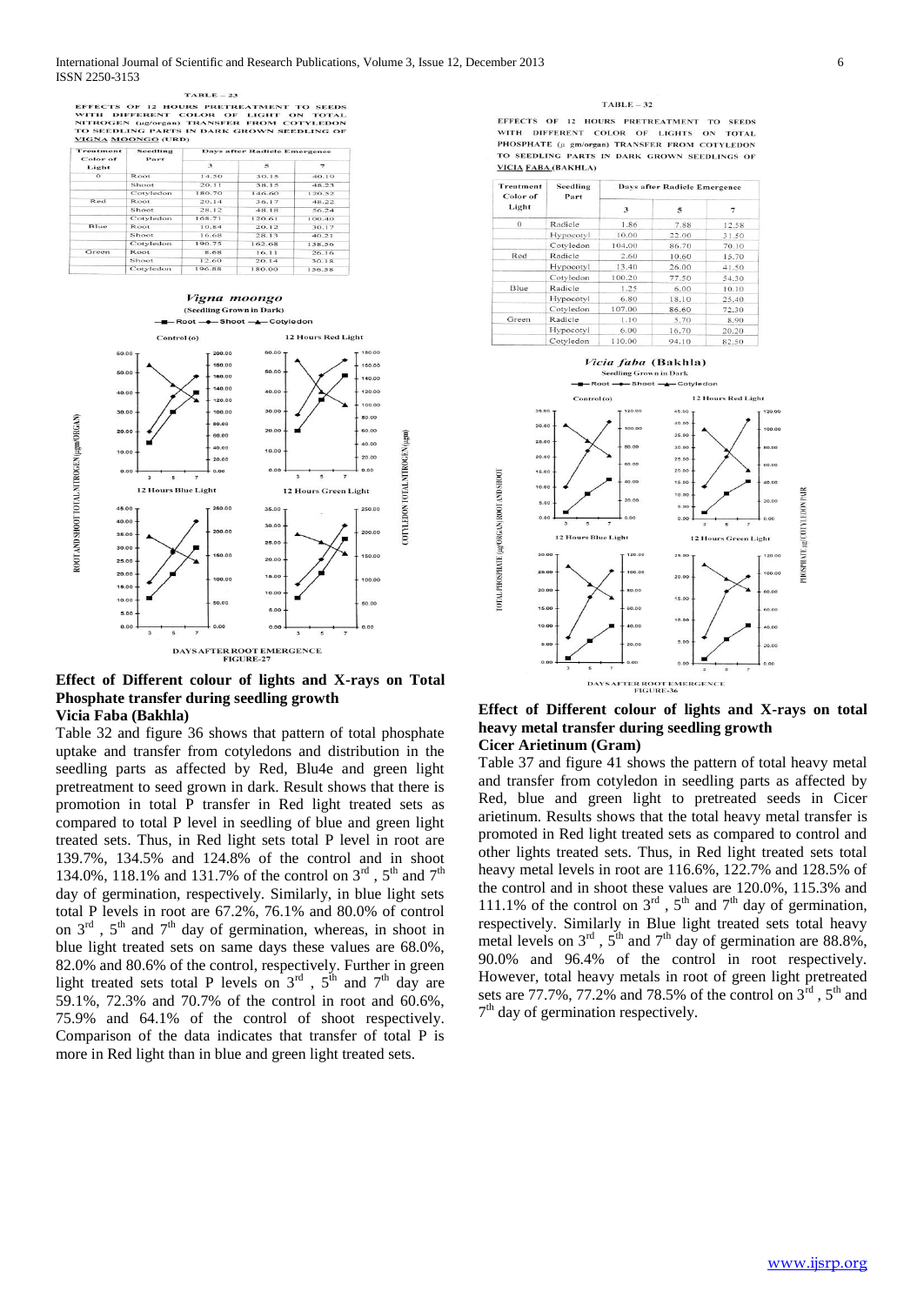TABLE – 23

EFFECTS OF 12 HOURS PRETREATMENT TO SEEDS WITH DIFFERENT COLOR OF LIGHT ON TOTAL NITROGEN (µg/organ) TRANSFER FROM COTYLEDON TO SEEDLING PARTS IN DARK GROWN SEEDLING OF VIGNA MOONGO (URD)

| Treatment Color of Light | Seedling Part | Days after Radicle Emergence | | |
|---|---|---|---|---|
| | | 3 | 5 | 7 |
| 0 | Root | 14.30 | 30.15 | 40.19 |
| | Shoot | 20.11 | 38.15 | 48.23 |
| | Cotyledon | 180.70 | 146.60 | 130.32 |
| Red | Root | 20.14 | 36.17 | 48.22 |
| | Shoot | 28.12 | 48.18 | 56.24 |
| | Cotyledon | 168.71 | 120.61 | 100.40 |
| Blue | Root | 10.84 | 20.12 | 30.17 |
| | Shoot | 16.68 | 28.13 | 40.21 |
| | Cotyledon | 190.75 | 162.68 | 138.36 |
| Green | Root | 8.68 | 16.11 | 26.16 |
| | Shoot | 12.60 | 20.14 | 30.18 |
| | Cotyledon | 196.88 | 180.00 | 156.58 |

FIGURE-27

TABLE – 32

EFFECTS OF 12 HOURS PRETREATMENT TO SEEDS WITH DIFFERENT COLOR OF LIGHTS ON TOTAL PHOSPHATE (µ gm/organ) TRANSFER FROM COTYLEDON TO SEEDLING PARTS IN DARK GROWN SEEDLINGS OF VICIA FABA (BAKHLA)

| Treatment Color of Light | Seedling Part | Days after Radicle Emergence | | |
|---|---|---|---|---|
| | | 3 | 5 | 7 |
| 0 | Radicle | 1.86 | 7.88 | 12.58 |
| | Hypocotyl | 10.00 | 22.00 | 31.50 |
| | Cotyledon | 104.00 | 86.70 | 70.10 |
| Red | Radicle | 2.60 | 10.60 | 15.70 |
| | Hypocotyl | 13.40 | 26.00 | 41.50 |
| | Cotyledon | 100.20 | 77.50 | 54.30 |
| Blue | Radicle | 1.25 | 6.00 | 10.10 |
| | Hypocotyl | 6.80 | 18.10 | 25.40 |
| | Cotyledon | 107.00 | 86.60 | 72.30 |
| Green | Radicle | 1.10 | 5.70 | 8.90 |
| | Hypocotyl | 6.00 | 16.70 | 20.20 |
| | Cotyledon | 110.00 | 94.10 | 82.50 |

FIGURE-36

### Effect of Different colour of lights and X-rays on Total Phosphate transfer during seedling growth

**Vicia Faba (Bakhla)**

Table 32 and figure 36 shows that pattern of total phosphate uptake and transfer from cotyledons and distribution in the seedling parts as affected by Red, Blu4e and green light pretreatment to seed grown in dark. Result shows that there is promotion in total P transfer in Red light treated sets as compared to total P level in seedling of blue and green light treated sets. Thus, in Red light sets total P level in root are 139.7%, 134.5% and 124.8% of the control and in shoot 134.0%, 118.1% and 131.7% of the control on 3rd , 5th and 7th day of germination, respectively. Similarly, in blue light sets total P levels in root are 67.2%, 76.1% and 80.0% of control on 3rd , 5th and 7th day of germination, whereas, in shoot in blue light treated sets on same days these values are 68.0%, 82.0% and 80.6% of the control, respectively. Further in green light treated sets total P levels on 3rd , 5th and 7th day are 59.1%, 72.3% and 70.7% of the control in root and 60.6%, 75.9% and 64.1% of the control of shoot respectively. Comparison of the data indicates that transfer of total P is more in Red light than in blue and green light treated sets.

### Effect of Different colour of lights and X-rays on total heavy metal transfer during seedling growth

**Cicer Arietinum (Gram)**

Table 37 and figure 41 shows the pattern of total heavy metal and transfer from cotyledon in seedling parts as affected by Red, blue and green light to pretreated seeds in Cicer arietinum. Results shows that the total heavy metal transfer is promoted in Red light treated sets as compared to control and other lights treated sets. Thus, in Red light treated sets total heavy metal levels in root are 116.6%, 122.7% and 128.5% of the control and in shoot these values are 120.0%, 115.3% and 111.1% of the control on 3rd , 5th and 7th day of germination, respectively. Similarly in Blue light treated sets total heavy metal levels on 3rd , 5th and 7th day of germination are 88.8%, 90.0% and 96.4% of the control in root respectively. However, total heavy metals in root of green light pretreated sets are 77.7%, 77.2% and 78.5% of the control on 3rd , 5th and 7th day of germination respectively.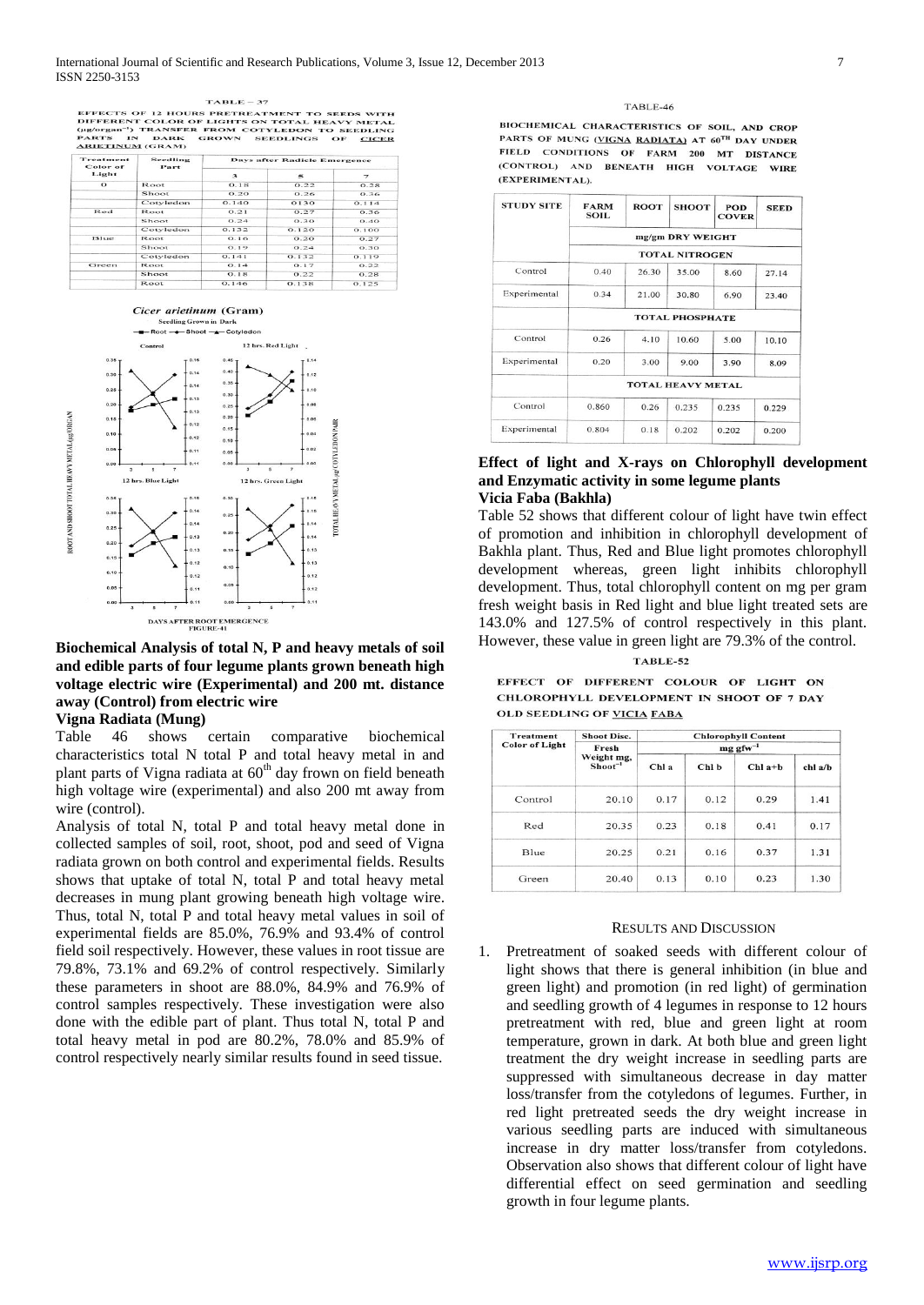TABLE – 37

EFFECTS OF 12 HOURS PRETREATMENT TO SEEDS WITH DIFFERENT COLOR OF LIGHTS ON TOTAL HEAVY METAL (µg/organ⁻¹) TRANSFER FROM COTYLEDON TO SEEDLING PARTS IN DARK GROWN SEEDLINGS OF CICER ARIETINUM (GRAM)

| Treatment Color of Light | Seedling Part | Days after Radicle Emergence | | |
|---|---|---|---|---|
| | | 3 | 5 | 7 |
| 0 | Root | 0.18 | 0.22 | 0.28 |
| | Shoot | 0.20 | 0.26 | 0.36 |
| | Cotyledon | 0.140 | 0130 | 0.114 |
| Red | Root | 0.21 | 0.27 | 0.36 |
| | Shoot | 0.24 | 0.30 | 0.40 |
| | Cotyledon | 0.132 | 0.120 | 0.100 |
| Blue | Root | 0.16 | 0.20 | 0.27 |
| | Shoot | 0.19 | 0.24 | 0.30 |
| | Cotyledon | 0.141 | 0.132 | 0.119 |
| Green | Root | 0.14 | 0.17 | 0.22 |
| | Shoot | 0.18 | 0.22 | 0.28 |
| | Root | 0.146 | 0.138 | 0.125 |

FIGURE-41

## Biochemical Analysis of total N, P and heavy metals of soil and edible parts of four legume plants grown beneath high voltage electric wire (Experimental) and 200 mt. distance away (Control) from electric wire

### Vigna Radiata (Mung)

Table 46 shows certain comparative biochemical characteristics total N total P and total heavy metal in and plant parts of Vigna radiata at 60th day frown on field beneath high voltage wire (experimental) and also 200 mt away from wire (control).

Analysis of total N, total P and total heavy metal done in collected samples of soil, root, shoot, pod and seed of Vigna radiata grown on both control and experimental fields. Results shows that uptake of total N, total P and total heavy metal decreases in mung plant growing beneath high voltage wire. Thus, total N, total P and total heavy metal values in soil of experimental fields are 85.0%, 76.9% and 93.4% of control field soil respectively. However, these values in root tissue are 79.8%, 73.1% and 69.2% of control respectively. Similarly these parameters in shoot are 88.0%, 84.9% and 76.9% of control samples respectively. These investigation were also done with the edible part of plant. Thus total N, total P and total heavy metal in pod are 80.2%, 78.0% and 85.9% of control respectively nearly similar results found in seed tissue.

TABLE-46

BIOCHEMICAL CHARACTERISTICS OF SOIL, AND CROP PARTS OF MUNG (VIGNA RADIATA) AT 60TH DAY UNDER FIELD CONDITIONS OF FARM 200 MT DISTANCE (CONTROL) AND BENEATH HIGH VOLTAGE WIRE (EXPERIMENTAL).

| STUDY SITE | FARM SOIL | ROOT | SHOOT | POD COVER | SEED |
|---|---|---|---|---|---|
| | mg/gm DRY WEIGHT | | | | |
| | TOTAL NITROGEN | | | | |
| Control | 0.40 | 26.30 | 35.00 | 8.60 | 27.14 |
| Experimental | 0.34 | 21.00 | 30.80 | 6.90 | 23.40 |
| | TOTAL PHOSPHATE | | | | |
| Control | 0.26 | 4.10 | 10.60 | 5.00 | 10.10 |
| Experimental | 0.20 | 3.00 | 9.00 | 3.90 | 8.09 |
| | TOTAL HEAVY METAL | | | | |
| Control | 0.860 | 0.26 | 0.235 | 0.235 | 0.229 |
| Experimental | 0.804 | 0.18 | 0.202 | 0.202 | 0.200 |

## Effect of light and X-rays on Chlorophyll development and Enzymatic activity in some legume plants

### Vicia Faba (Bakhla)

Table 52 shows that different colour of light have twin effect of promotion and inhibition in chlorophyll development of Bakhla plant. Thus, Red and Blue light promotes chlorophyll development whereas, green light inhibits chlorophyll development. Thus, total chlorophyll content on mg per gram fresh weight basis in Red light and blue light treated sets are 143.0% and 127.5% of control respectively in this plant. However, these value in green light are 79.3% of the control.

TABLE-52

EFFECT OF DIFFERENT COLOUR OF LIGHT ON CHLOROPHYLL DEVELOPMENT IN SHOOT OF 7 DAY OLD SEEDLING OF VICIA FABA

| Treatment Color of Light | Shoot Disc. Fresh Weight mg, Shoot⁻¹ | Chlorophyll Content mg gfw⁻¹ | | | |
|---|---|---|---|---|---|
| | | Chl a | Chl b | Chl a+b | chl a/b |
| Control | 20.10 | 0.17 | 0.12 | 0.29 | 1.41 |
| Red | 20.35 | 0.23 | 0.18 | 0.41 | 0.17 |
| Blue | 20.25 | 0.21 | 0.16 | 0.37 | 1.31 |
| Green | 20.40 | 0.13 | 0.10 | 0.23 | 1.30 |

## RESULTS AND DISCUSSION

1. Pretreatment of soaked seeds with different colour of light shows that there is general inhibition (in blue and green light) and promotion (in red light) of germination and seedling growth of 4 legumes in response to 12 hours pretreatment with red, blue and green light at room temperature, grown in dark. At both blue and green light treatment the dry weight increase in seedling parts are suppressed with simultaneous decrease in day matter loss/transfer from the cotyledons of legumes. Further, in red light pretreated seeds the dry weight increase in various seedling parts are induced with simultaneous increase in dry matter loss/transfer from cotyledons. Observation also shows that different colour of light have differential effect on seed germination and seedling growth in four legume plants.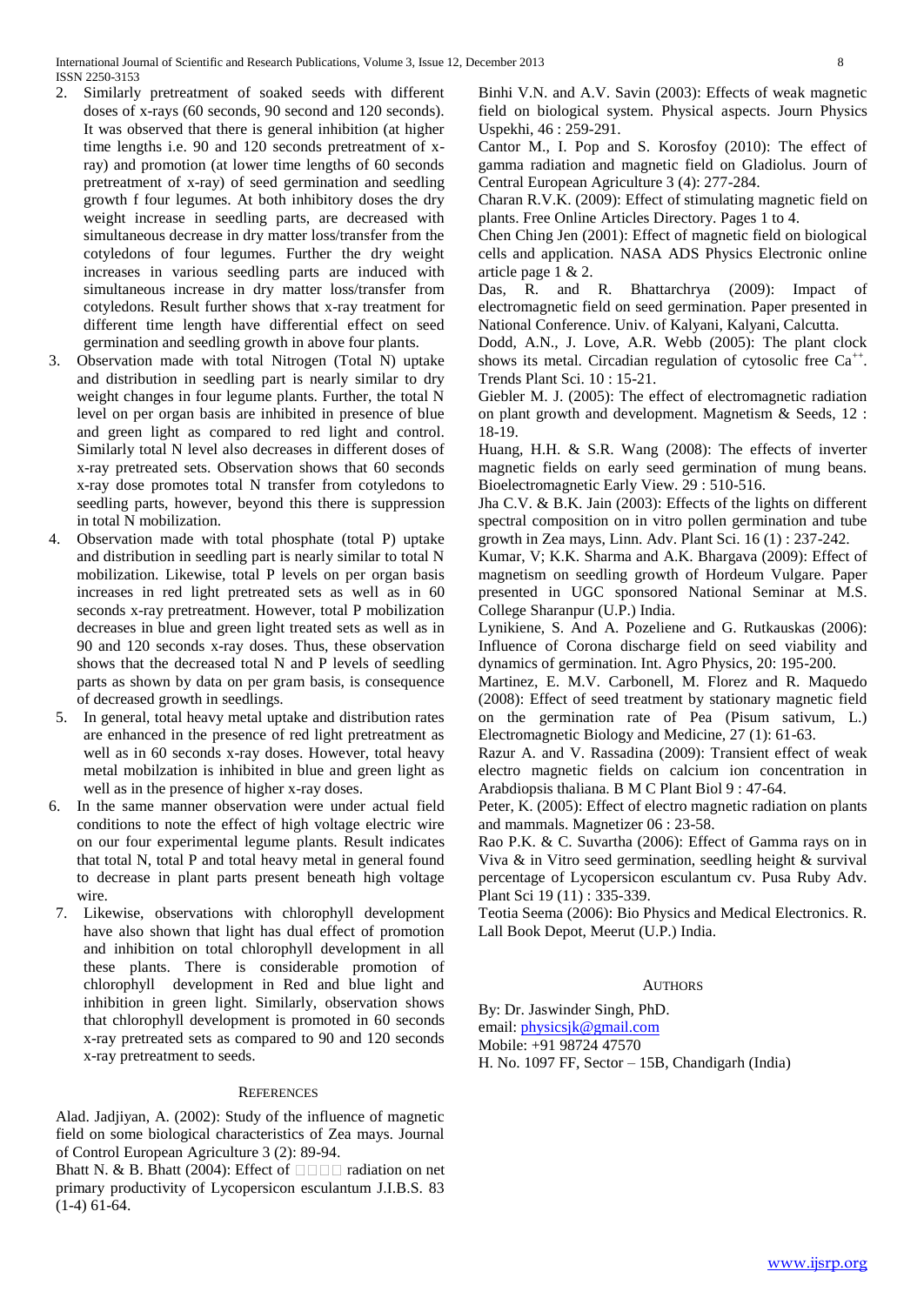2. Similarly pretreatment of soaked seeds with different doses of x-rays (60 seconds, 90 second and 120 seconds). It was observed that there is general inhibition (at higher time lengths i.e. 90 and 120 seconds pretreatment of x-ray) and promotion (at lower time lengths of 60 seconds pretreatment of x-ray) of seed germination and seedling growth f four legumes. At both inhibitory doses the dry weight increase in seedling parts, are decreased with simultaneous decrease in dry matter loss/transfer from the cotyledons of four legumes. Further the dry weight increases in various seedling parts are induced with simultaneous increase in dry matter loss/transfer from cotyledons. Result further shows that x-ray treatment for different time length have differential effect on seed germination and seedling growth in above four plants.
3. Observation made with total Nitrogen (Total N) uptake and distribution in seedling part is nearly similar to dry weight changes in four legume plants. Further, the total N level on per organ basis are inhibited in presence of blue and green light as compared to red light and control. Similarly total N level also decreases in different doses of x-ray pretreated sets. Observation shows that 60 seconds x-ray dose promotes total N transfer from cotyledons to seedling parts, however, beyond this there is suppression in total N mobilization.
4. Observation made with total phosphate (total P) uptake and distribution in seedling part is nearly similar to total N mobilization. Likewise, total P levels on per organ basis increases in red light pretreated sets as well as in 60 seconds x-ray pretreatment. However, total P mobilization decreases in blue and green light treated sets as well as in 90 and 120 seconds x-ray doses. Thus, these observation shows that the decreased total N and P levels of seedling parts as shown by data on per gram basis, is consequence of decreased growth in seedlings.
5. In general, total heavy metal uptake and distribution rates are enhanced in the presence of red light pretreatment as well as in 60 seconds x-ray doses. However, total heavy metal mobilzation is inhibited in blue and green light as well as in the presence of higher x-ray doses.
6. In the same manner observation were under actual field conditions to note the effect of high voltage electric wire on our four experimental legume plants. Result indicates that total N, total P and total heavy metal in general found to decrease in plant parts present beneath high voltage wire.
7. Likewise, observations with chlorophyll development have also shown that light has dual effect of promotion and inhibition on total chlorophyll development in all these plants. There is considerable promotion of chlorophyll development in Red and blue light and inhibition in green light. Similarly, observation shows that chlorophyll development is promoted in 60 seconds x-ray pretreated sets as compared to 90 and 120 seconds x-ray pretreatment to seeds.

## References

Alad. Jadjiyan, A. (2002): Study of the influence of magnetic field on some biological characteristics of Zea mays. Journal of Control European Agriculture 3 (2): 89-94.

Bhatt N. & B. Bhatt (2004): Effect of □□□□ radiation on net primary productivity of Lycopersicon esculantum J.I.B.S. 83 (1-4) 61-64.

Binhi V.N. and A.V. Savin (2003): Effects of weak magnetic field on biological system. Physical aspects. Journ Physics Uspekhi, 46 : 259-291.

Cantor M., I. Pop and S. Korosfoy (2010): The effect of gamma radiation and magnetic field on Gladiolus. Journ of Central European Agriculture 3 (4): 277-284.

Charan R.V.K. (2009): Effect of stimulating magnetic field on plants. Free Online Articles Directory. Pages 1 to 4.

Chen Ching Jen (2001): Effect of magnetic field on biological cells and application. NASA ADS Physics Electronic online article page 1 & 2.

Das, R. and R. Bhattarchrya (2009): Impact of electromagnetic field on seed germination. Paper presented in National Conference. Univ. of Kalyani, Kalyani, Calcutta.

Dodd, A.N., J. Love, A.R. Webb (2005): The plant clock shows its metal. Circadian regulation of cytosolic free $Ca^{++}$. Trends Plant Sci. 10 : 15-21.

Giebler M. J. (2005): The effect of electromagnetic radiation on plant growth and development. Magnetism & Seeds, 12 : 18-19.

Huang, H.H. & S.R. Wang (2008): The effects of inverter magnetic fields on early seed germination of mung beans. Bioelectromagnetic Early View. 29 : 510-516.

Jha C.V. & B.K. Jain (2003): Effects of the lights on different spectral composition on in vitro pollen germination and tube growth in Zea mays, Linn. Adv. Plant Sci. 16 (1) : 237-242.

Kumar, V; K.K. Sharma and A.K. Bhargava (2009): Effect of magnetism on seedling growth of Hordeum Vulgare. Paper presented in UGC sponsored National Seminar at M.S. College Sharanpur (U.P.) India.

Lynikiene, S. And A. Pozeliene and G. Rutkauskas (2006): Influence of Corona discharge field on seed viability and dynamics of germination. Int. Agro Physics, 20: 195-200.

Martinez, E. M.V. Carbonell, M. Florez and R. Maquedo (2008): Effect of seed treatment by stationary magnetic field on the germination rate of Pea (Pisum sativum, L.) Electromagnetic Biology and Medicine, 27 (1): 61-63.

Razur A. and V. Rassadina (2009): Transient effect of weak electro magnetic fields on calcium ion concentration in Arabdiopsis thaliana. B M C Plant Biol 9 : 47-64.

Peter, K. (2005): Effect of electro magnetic radiation on plants and mammals. Magnetizer 06 : 23-58.

Rao P.K. & C. Suvartha (2006): Effect of Gamma rays on in Viva & in Vitro seed germination, seedling height & survival percentage of Lycopersicon esculantum cv. Pusa Ruby Adv. Plant Sci 19 (11) : 335-339.

Teotia Seema (2006): Bio Physics and Medical Electronics. R. Lall Book Depot, Meerut (U.P.) India.

## Authors

By: Dr. Jaswinder Singh, PhD.
email: physicsjk@gmail.com
Mobile: +91 98724 47570
H. No. 1097 FF, Sector – 15B, Chandigarh (India)